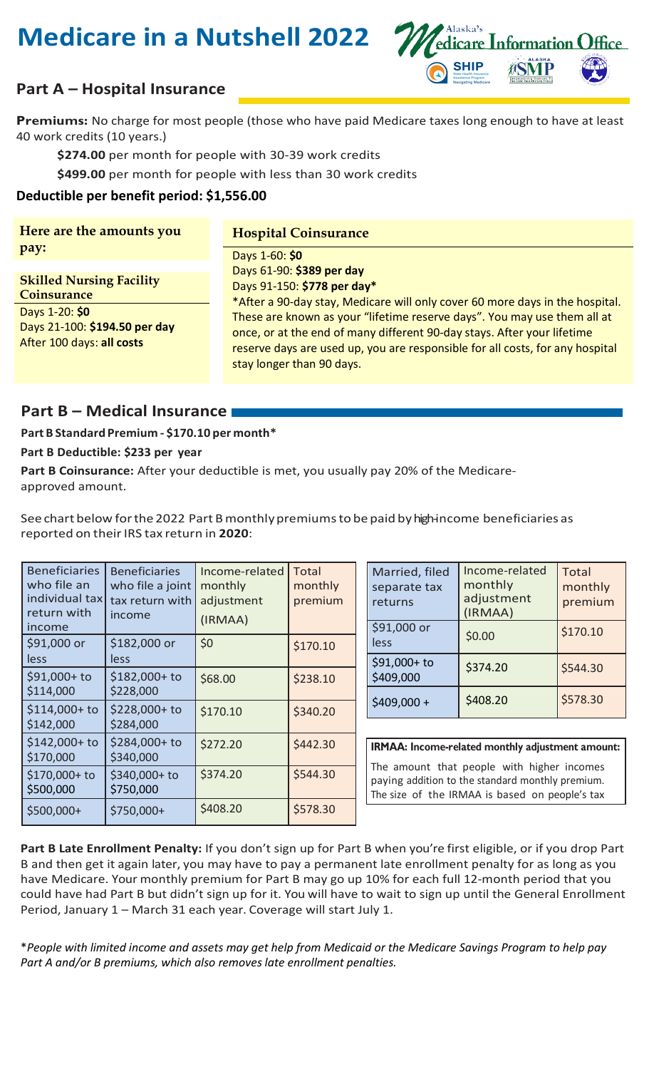# Medicare in a Nutshell 2022

## Part A – Hospital Insurance

**Premiums:** No charge for most people (those who have paid Medicare taxes long enough to have at least 40 work credits (10 years.)

**$274.00** per month for people with 30-39 work credits

**$499.00** per month for people with less than 30 work credits

**Deductible per benefit period: $1,556.00**

**Here are the amounts you pay:**

**Skilled Nursing Facility Coinsurance**

Days 1-20: **$0**
Days 21-100: **$194.50 per day**
After 100 days: **all costs**

**Hospital Coinsurance**

Days 1-60: **$0**
Days 61-90: **$389 per day**
Days 91-150: **$778 per day***

*After a 90-day stay, Medicare will only cover 60 more days in the hospital. These are known as your "lifetime reserve days". You may use them all at once, or at the end of many different 90-day stays. After your lifetime reserve days are used up, you are responsible for all costs, for any hospital stay longer than 90 days.

## Part B – Medical Insurance

**Part B Standard Premium - $170.10 per month***

**Part B Deductible: $233 per year**

**Part B Coinsurance:** After your deductible is met, you usually pay 20% of the Medicare-approved amount.

See chart below for the 2022 Part B monthly premiums to be paid by high-income beneficiaries as reported on their IRS tax return in **2020**:

| Beneficiaries who file an individual tax return with income | Beneficiaries who file a joint tax return with income | Income-related monthly adjustment (IRMAA) | Total monthly premium |
|---|---|---|---|
| $91,000 or less | $182,000 or less | $0 | $170.10 |
| $91,000+ to $114,000 | $182,000+ to $228,000 | $68.00 | $238.10 |
| $114,000+ to $142,000 | $228,000+ to $284,000 | $170.10 | $340.20 |
| $142,000+ to $170,000 | $284,000+ to $340,000 | $272.20 | $442.30 |
| $170,000+ to $500,000 | $340,000+ to $750,000 | $374.20 | $544.30 |
| $500,000+ | $750,000+ | $408.20 | $578.30 |

| Married, filed separate tax returns | Income-related monthly adjustment (IRMAA) | Total monthly premium |
|---|---|---|
| $91,000 or less | $0.00 | $170.10 |
| $91,000+ to $409,000 | $374.20 | $544.30 |
| $409,000 + | $408.20 | $578.30 |

**IRMAA: Income-related monthly adjustment amount:**

The amount that people with higher incomes paying addition to the standard monthly premium. The size of the IRMAA is based on people's tax

**Part B Late Enrollment Penalty:** If you don't sign up for Part B when you're first eligible, or if you drop Part B and then get it again later, you may have to pay a permanent late enrollment penalty for as long as you have Medicare. Your monthly premium for Part B may go up 10% for each full 12-month period that you could have had Part B but didn't sign up for it. You will have to wait to sign up until the General Enrollment Period, January 1 – March 31 each year. Coverage will start July 1.

**People with limited income and assets may get help from Medicaid or the Medicare Savings Program to help pay Part A and/or B premiums, which also removes late enrollment penalties.*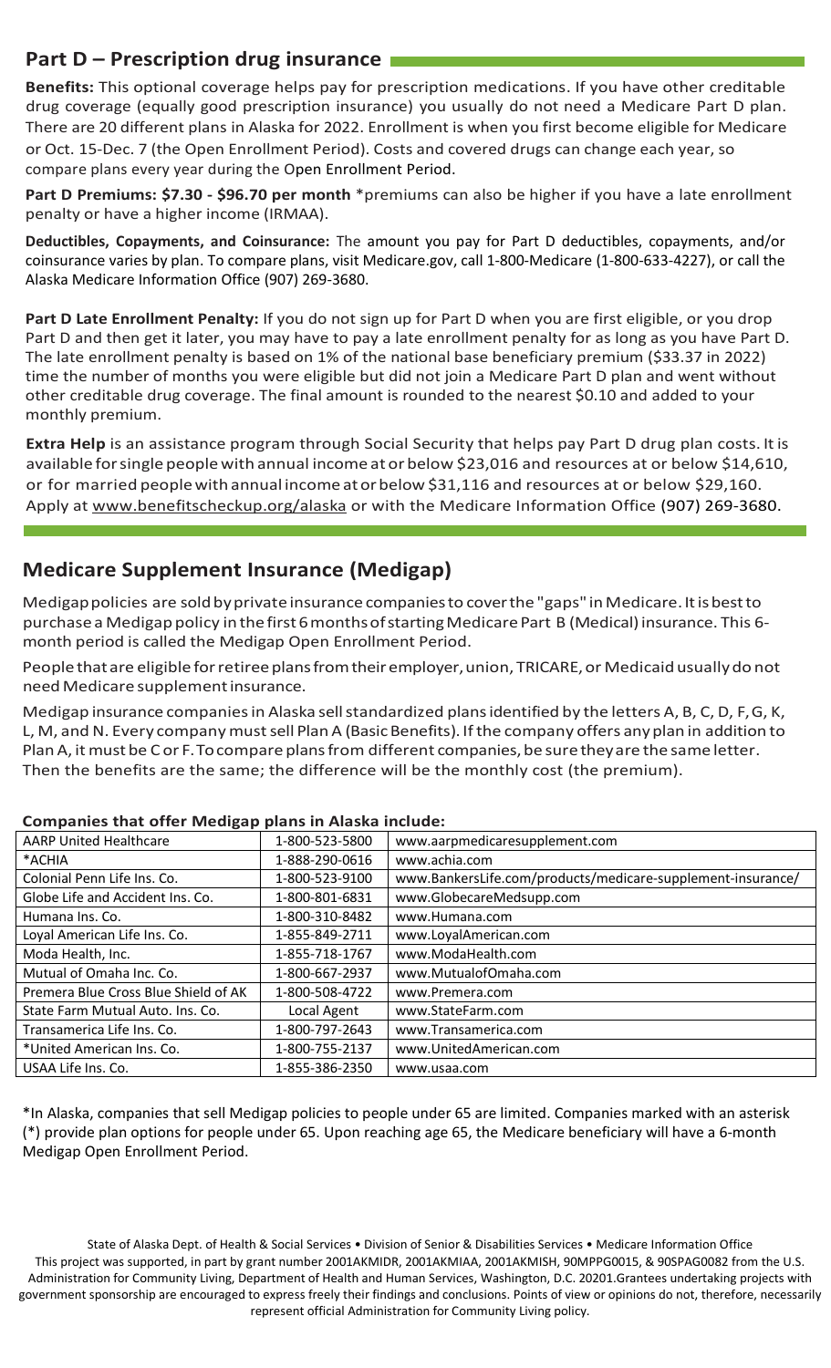## Part D – Prescription drug insurance

**Benefits:** This optional coverage helps pay for prescription medications. If you have other creditable drug coverage (equally good prescription insurance) you usually do not need a Medicare Part D plan. There are 20 different plans in Alaska for 2022. Enrollment is when you first become eligible for Medicare or Oct. 15-Dec. 7 (the Open Enrollment Period). Costs and covered drugs can change each year, so compare plans every year during the Open Enrollment Period.

**Part D Premiums: $7.30 - $96.70 per month** *premiums can also be higher if you have a late enrollment penalty or have a higher income (IRMAA).

**Deductibles, Copayments, and Coinsurance:** The amount you pay for Part D deductibles, copayments, and/or coinsurance varies by plan. To compare plans, visit Medicare.gov, call 1-800-Medicare (1-800-633-4227), or call the Alaska Medicare Information Office (907) 269-3680.

**Part D Late Enrollment Penalty:** If you do not sign up for Part D when you are first eligible, or you drop Part D and then get it later, you may have to pay a late enrollment penalty for as long as you have Part D. The late enrollment penalty is based on 1% of the national base beneficiary premium ($33.37 in 2022) time the number of months you were eligible but did not join a Medicare Part D plan and went without other creditable drug coverage. The final amount is rounded to the nearest $0.10 and added to your monthly premium.

**Extra Help** is an assistance program through Social Security that helps pay Part D drug plan costs. It is available for single people with annual income at or below $23,016 and resources at or below $14,610, or for married people with annual income at or below $31,116 and resources at or below $29,160. Apply at www.benefitscheckup.org/alaska or with the Medicare Information Office (907) 269-3680.

## Medicare Supplement Insurance (Medigap)

Medigap policies are sold by private insurance companies to cover the "gaps" in Medicare. It is best to purchase a Medigap policy in the first 6 months of starting Medicare Part B (Medical) insurance. This 6-month period is called the Medigap Open Enrollment Period.

People that are eligible for retiree plans from their employer, union, TRICARE, or Medicaid usually do not need Medicare supplement insurance.

Medigap insurance companies in Alaska sell standardized plans identified by the letters A, B, C, D, F, G, K, L, M, and N. Every company must sell Plan A (Basic Benefits). If the company offers any plan in addition to Plan A, it must be C or F. To compare plans from different companies, be sure they are the same letter. Then the benefits are the same; the difference will be the monthly cost (the premium).

**Companies that offer Medigap plans in Alaska include:**

| | | |
|---|---|---|
| AARP United Healthcare | 1-800-523-5800 | www.aarpmedicaresupplement.com |
| *ACHIA | 1-888-290-0616 | www.achia.com |
| Colonial Penn Life Ins. Co. | 1-800-523-9100 | www.BankersLife.com/products/medicare-supplement-insurance/ |
| Globe Life and Accident Ins. Co. | 1-800-801-6831 | www.GlobecareMedsupp.com |
| Humana Ins. Co. | 1-800-310-8482 | www.Humana.com |
| Loyal American Life Ins. Co. | 1-855-849-2711 | www.LoyalAmerican.com |
| Moda Health, Inc. | 1-855-718-1767 | www.ModaHealth.com |
| Mutual of Omaha Inc. Co. | 1-800-667-2937 | www.MutualofOmaha.com |
| Premera Blue Cross Blue Shield of AK | 1-800-508-4722 | www.Premera.com |
| State Farm Mutual Auto. Ins. Co. | Local Agent | www.StateFarm.com |
| Transamerica Life Ins. Co. | 1-800-797-2643 | www.Transamerica.com |
| *United American Ins. Co. | 1-800-755-2137 | www.UnitedAmerican.com |
| USAA Life Ins. Co. | 1-855-386-2350 | www.usaa.com |

*In Alaska, companies that sell Medigap policies to people under 65 are limited. Companies marked with an asterisk (*) provide plan options for people under 65. Upon reaching age 65, the Medicare beneficiary will have a 6-month Medigap Open Enrollment Period.

State of Alaska Dept. of Health & Social Services • Division of Senior & Disabilities Services • Medicare Information Office
This project was supported, in part by grant number 2001AKMIDR, 2001AKMIAA, 2001AKMISH, 90MPPG0015, & 90SPAG0082 from the U.S. Administration for Community Living, Department of Health and Human Services, Washington, D.C. 20201.Grantees undertaking projects with government sponsorship are encouraged to express freely their findings and conclusions. Points of view or opinions do not, therefore, necessarily represent official Administration for Community Living policy.